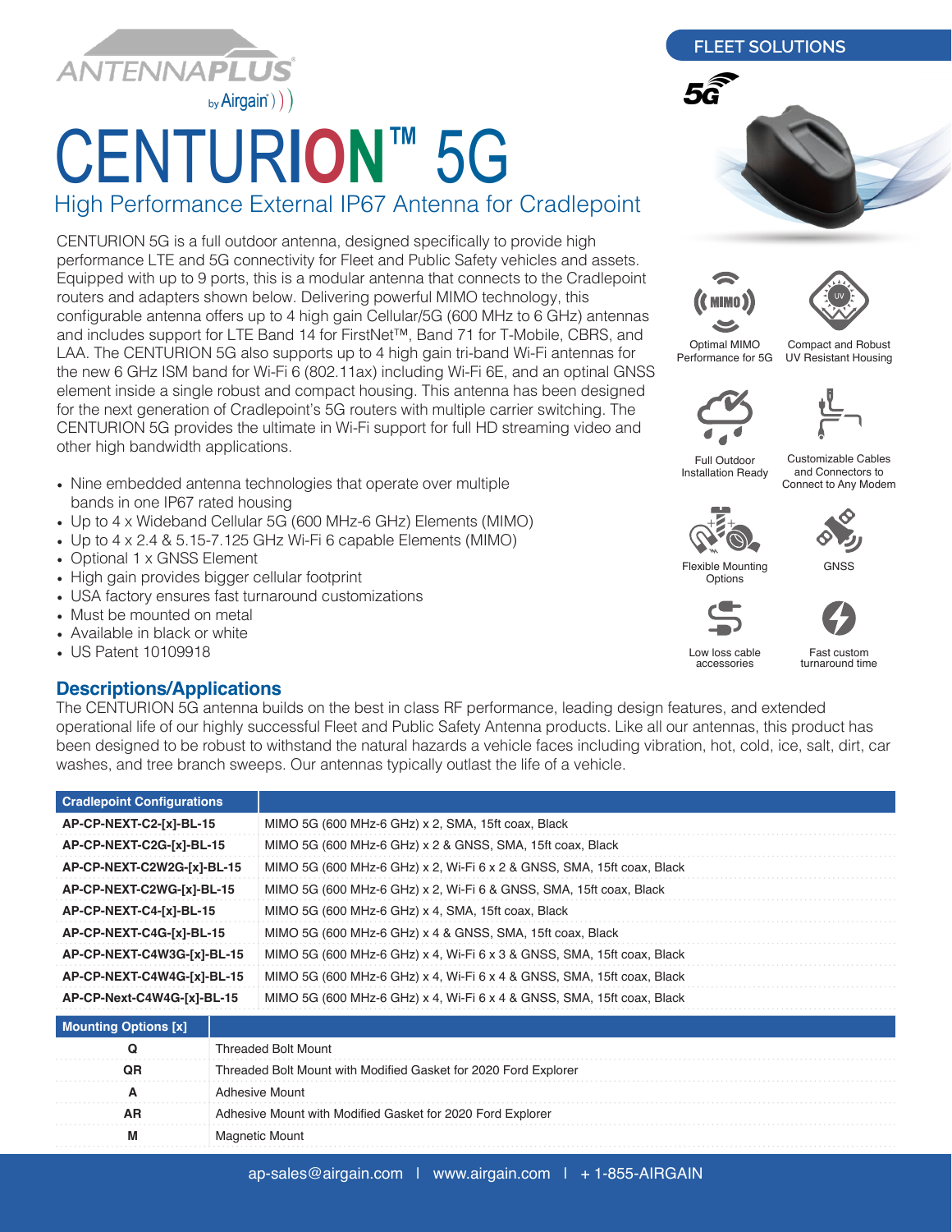ANTENNAPLUS by Airgain

FLEET SOLUTIONS

# CENTURION™ 5G

## High Performance External IP67 Antenna for Cradlepoint

CENTURION 5G is a full outdoor antenna, designed specifically to provide high performance LTE and 5G connectivity for Fleet and Public Safety vehicles and assets. Equipped with up to 9 ports, this is a modular antenna that connects to the Cradlepoint routers and adapters shown below. Delivering powerful MIMO technology, this configurable antenna offers up to 4 high gain Cellular/5G (600 MHz to 6 GHz) antennas and includes support for LTE Band 14 for FirstNet™, Band 71 for T-Mobile, CBRS, and LAA. The CENTURION 5G also supports up to 4 high gain tri-band Wi-Fi antennas for the new 6 GHz ISM band for Wi-Fi 6 (802.11ax) including Wi-Fi 6E, and an optimal GNSS element inside a single robust and compact housing. This antenna has been designed for the next generation of Cradlepoint's 5G routers with multiple carrier switching. The CENTURION 5G provides the ultimate in Wi-Fi support for full HD streaming video and other high bandwidth applications.

- Nine embedded antenna technologies that operate over multiple bands in one IP67 rated housing
- Up to 4 x Wideband Cellular 5G (600 MHz-6 GHz) Elements (MIMO)
- Up to 4 x 2.4 & 5.15-7.125 GHz Wi-Fi 6 capable Elements (MIMO)
- Optional 1 x GNSS Element
- High gain provides bigger cellular footprint
- USA factory ensures fast turnaround customizations
- Must be mounted on metal
- Available in black or white
- US Patent 10109918

Optimal MIMO Performance for 5G | Compact and Robust UV Resistant Housing | Full Outdoor Installation Ready | Customizable Cables and Connectors to Connect to Any Modem | Flexible Mounting Options | GNSS | Low loss cable accessories | Fast custom turnaround time

## Descriptions/Applications

The CENTURION 5G antenna builds on the best in class RF performance, leading design features, and extended operational life of our highly successful Fleet and Public Safety Antenna products. Like all our antennas, this product has been designed to be robust to withstand the natural hazards a vehicle faces including vibration, hot, cold, ice, salt, dirt, car washes, and tree branch sweeps. Our antennas typically outlast the life of a vehicle.

| Cradlepoint Configurations | |
|---|---|
| AP-CP-NEXT-C2-[x]-BL-15 | MIMO 5G (600 MHz-6 GHz) x 2, SMA, 15ft coax, Black |
| AP-CP-NEXT-C2G-[x]-BL-15 | MIMO 5G (600 MHz-6 GHz) x 2 & GNSS, SMA, 15ft coax, Black |
| AP-CP-NEXT-C2W2G-[x]-BL-15 | MIMO 5G (600 MHz-6 GHz) x 2, Wi-Fi 6 x 2 & GNSS, SMA, 15ft coax, Black |
| AP-CP-NEXT-C2WG-[x]-BL-15 | MIMO 5G (600 MHz-6 GHz) x 2, Wi-Fi 6 & GNSS, SMA, 15ft coax, Black |
| AP-CP-NEXT-C4-[x]-BL-15 | MIMO 5G (600 MHz-6 GHz) x 4, SMA, 15ft coax, Black |
| AP-CP-NEXT-C4G-[x]-BL-15 | MIMO 5G (600 MHz-6 GHz) x 4 & GNSS, SMA, 15ft coax, Black |
| AP-CP-NEXT-C4W3G-[x]-BL-15 | MIMO 5G (600 MHz-6 GHz) x 4, Wi-Fi 6 x 3 & GNSS, SMA, 15ft coax, Black |
| AP-CP-NEXT-C4W4G-[x]-BL-15 | MIMO 5G (600 MHz-6 GHz) x 4, Wi-Fi 6 x 4 & GNSS, SMA, 15ft coax, Black |
| AP-CP-Next-C4W4G-[x]-BL-15 | MIMO 5G (600 MHz-6 GHz) x 4, Wi-Fi 6 x 4 & GNSS, SMA, 15ft coax, Black |

| Mounting Options [x] | |
|---|---|
| Q | Threaded Bolt Mount |
| QR | Threaded Bolt Mount with Modified Gasket for 2020 Ford Explorer |
| A | Adhesive Mount |
| AR | Adhesive Mount with Modified Gasket for 2020 Ford Explorer |
| M | Magnetic Mount |

ap-sales@airgain.com | www.airgain.com | + 1-855-AIRGAIN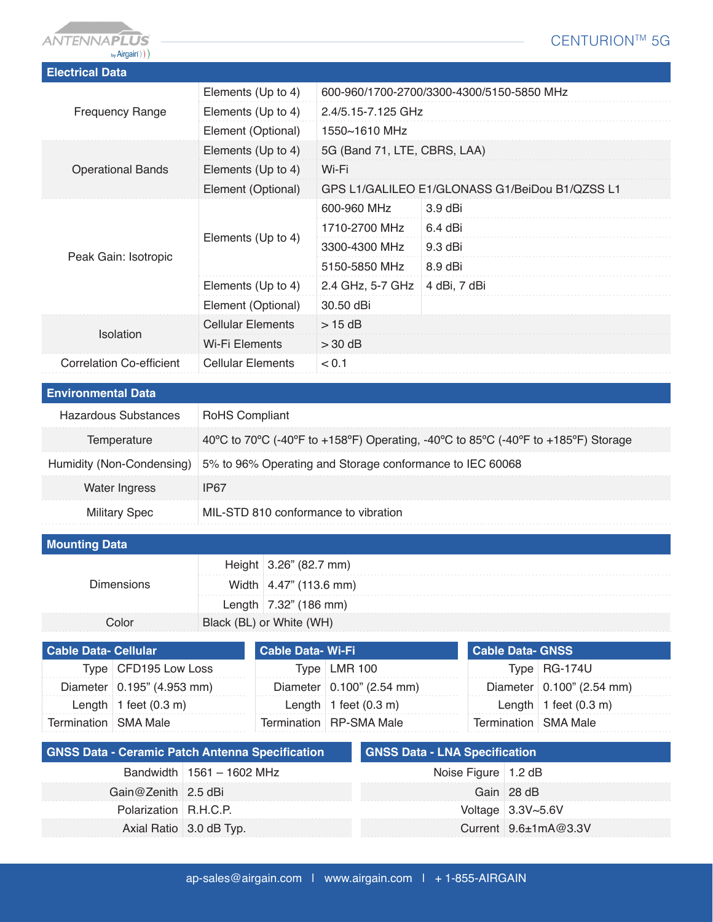## Electrical Data

| | | | |
|---|---|---|---|
| Frequency Range | Elements (Up to 4) | 600-960/1700-2700/3300-4300/5150-5850 MHz | |
| | Elements (Up to 4) | 2.4/5.15-7.125 GHz | |
| | Element (Optional) | 1550~1610 MHz | |
| Operational Bands | Elements (Up to 4) | 5G (Band 71, LTE, CBRS, LAA) | |
| | Elements (Up to 4) | Wi-Fi | |
| | Element (Optional) | GPS L1/GALILEO E1/GLONASS G1/BeiDou B1/QZSS L1 | |
| Peak Gain: Isotropic | Elements (Up to 4) | 600-960 MHz | 3.9 dBi |
| | | 1710-2700 MHz | 6.4 dBi |
| | | 3300-4300 MHz | 9.3 dBi |
| | | 5150-5850 MHz | 8.9 dBi |
| | Elements (Up to 4) | 2.4 GHz, 5-7 GHz | 4 dBi, 7 dBi |
| | Element (Optional) | 30.50 dBi | |
| Isolation | Cellular Elements | > 15 dB | |
| | Wi-Fi Elements | > 30 dB | |
| Correlation Co-efficient | Cellular Elements | < 0.1 | |

## Environmental Data

| | |
|---|---|
| Hazardous Substances | RoHS Compliant |
| Temperature | 40°C to 70°C (-40°F to +158°F) Operating, -40°C to 85°C (-40°F to +185°F) Storage |
| Humidity (Non-Condensing) | 5% to 96% Operating and Storage conformance to IEC 60068 |
| Water Ingress | IP67 |
| Military Spec | MIL-STD 810 conformance to vibration |

## Mounting Data

| | | |
|---|---|---|
| Dimensions | Height | 3.26" (82.7 mm) |
| | Width | 4.47" (113.6 mm) |
| | Length | 7.32" (186 mm) |
| Color | Black (BL) or White (WH) | |

## Cable Data- Cellular

| | |
|---|---|
| Type | CFD195 Low Loss |
| Diameter | 0.195" (4.953 mm) |
| Length | 1 feet (0.3 m) |
| Termination | SMA Male |

## Cable Data- Wi-Fi

| | |
|---|---|
| Type | LMR 100 |
| Diameter | 0.100" (2.54 mm) |
| Length | 1 feet (0.3 m) |
| Termination | RP-SMA Male |

## Cable Data- GNSS

| | |
|---|---|
| Type | RG-174U |
| Diameter | 0.100" (2.54 mm) |
| Length | 1 feet (0.3 m) |
| Termination | SMA Male |

## GNSS Data - Ceramic Patch Antenna Specification

| | |
|---|---|
| Bandwidth | 1561 – 1602 MHz |
| Gain@Zenith | 2.5 dBi |
| Polarization | R.H.C.P. |
| Axial Ratio | 3.0 dB Typ. |

## GNSS Data - LNA Specification

| | |
|---|---|
| Noise Figure | 1.2 dB |
| Gain | 28 dB |
| Voltage | 3.3V~5.6V |
| Current | 9.6±1mA@3.3V |

ap-sales@airgain.com | www.airgain.com | + 1-855-AIRGAIN